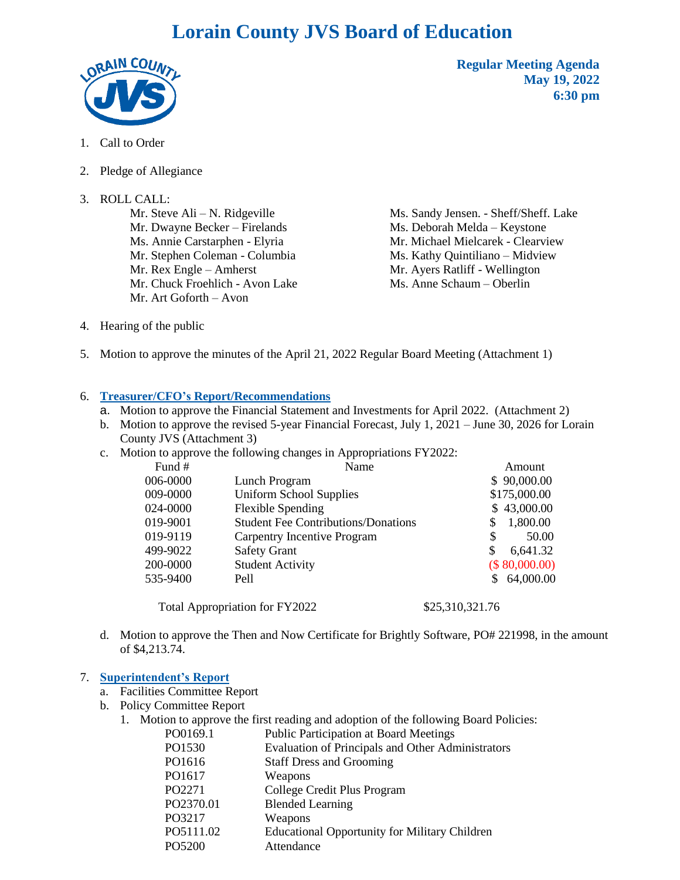# Lorain County JVS Board of Education

**Regular Meeting Agenda**
**May 19, 2022**
**6:30 pm**

1. Call to Order

2. Pledge of Allegiance

3. ROLL CALL:
   - Mr. Steve Ali – N. Ridgeville
   - Mr. Dwayne Becker – Firelands
   - Ms. Annie Carstarphen - Elyria
   - Mr. Stephen Coleman - Columbia
   - Mr. Rex Engle – Amherst
   - Mr. Chuck Froehlich - Avon Lake
   - Mr. Art Goforth – Avon
   - Ms. Sandy Jensen. - Sheff/Sheff. Lake
   - Ms. Deborah Melda – Keystone
   - Mr. Michael Mielcarek - Clearview
   - Ms. Kathy Quintiliano – Midview
   - Mr. Ayers Ratliff - Wellington
   - Ms. Anne Schaum – Oberlin

4. Hearing of the public

5. Motion to approve the minutes of the April 21, 2022 Regular Board Meeting (Attachment 1)

6. **Treasurer/CFO's Report/Recommendations**
   a. Motion to approve the Financial Statement and Investments for April 2022. (Attachment 2)
   b. Motion to approve the revised 5-year Financial Forecast, July 1, 2021 – June 30, 2026 for Lorain County JVS (Attachment 3)
   c. Motion to approve the following changes in Appropriations FY2022:

| Fund # | Name | Amount |
|---|---|---|
| 006-0000 | Lunch Program | $ 90,000.00 |
| 009-0000 | Uniform School Supplies | $175,000.00 |
| 024-0000 | Flexible Spending | $ 43,000.00 |
| 019-9001 | Student Fee Contributions/Donations | $ 1,800.00 |
| 019-9119 | Carpentry Incentive Program | $ 50.00 |
| 499-9022 | Safety Grant | $ 6,641.32 |
| 200-0000 | Student Activity | ($ 80,000.00) |
| 535-9400 | Pell | $ 64,000.00 |

   Total Appropriation for FY2022 $25,310,321.76

   d. Motion to approve the Then and Now Certificate for Brightly Software, PO# 221998, in the amount of $4,213.74.

7. **Superintendent's Report**
   a. Facilities Committee Report
   b. Policy Committee Report
      1. Motion to approve the first reading and adoption of the following Board Policies:

| | |
|---|---|
| PO0169.1 | Public Participation at Board Meetings |
| PO1530 | Evaluation of Principals and Other Administrators |
| PO1616 | Staff Dress and Grooming |
| PO1617 | Weapons |
| PO2271 | College Credit Plus Program |
| PO2370.01 | Blended Learning |
| PO3217 | Weapons |
| PO5111.02 | Educational Opportunity for Military Children |
| PO5200 | Attendance |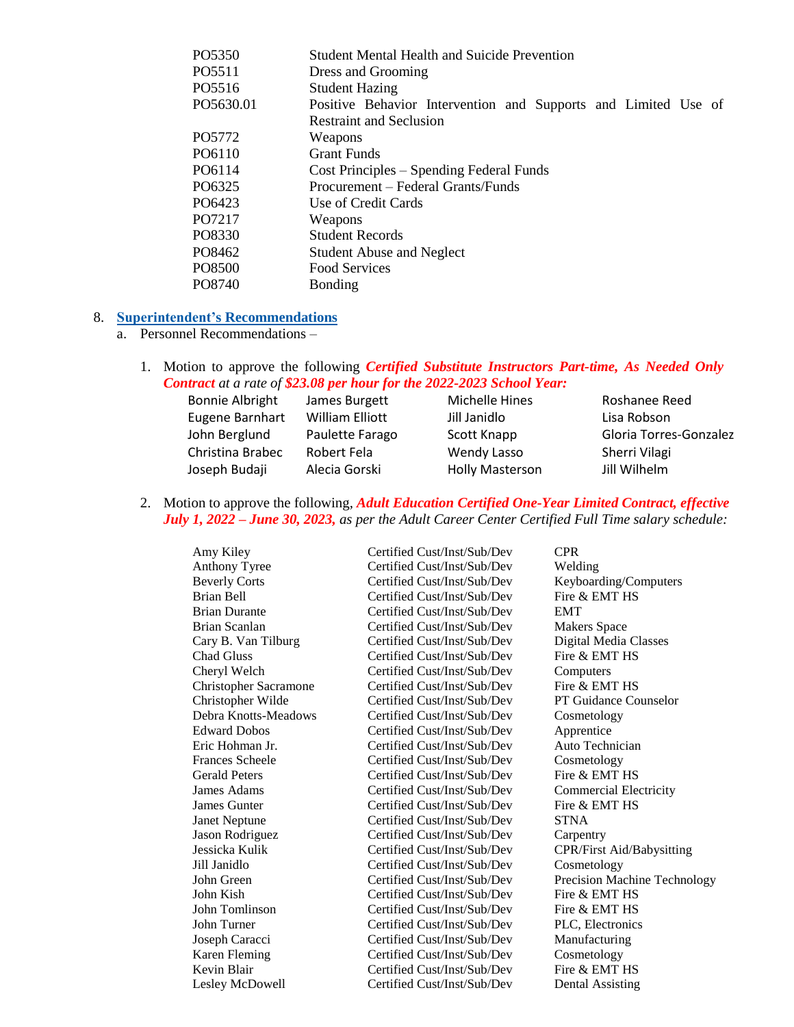| | |
|---|---|
| PO5350 | Student Mental Health and Suicide Prevention |
| PO5511 | Dress and Grooming |
| PO5516 | Student Hazing |
| PO5630.01 | Positive Behavior Intervention and Supports and Limited Use of Restraint and Seclusion |
| PO5772 | Weapons |
| PO6110 | Grant Funds |
| PO6114 | Cost Principles – Spending Federal Funds |
| PO6325 | Procurement – Federal Grants/Funds |
| PO6423 | Use of Credit Cards |
| PO7217 | Weapons |
| PO8330 | Student Records |
| PO8462 | Student Abuse and Neglect |
| PO8500 | Food Services |
| PO8740 | Bonding |

8. **Superintendent's Recommendations**
   a. Personnel Recommendations –

      1. Motion to approve the following ***Certified Substitute Instructors Part-time, As Needed Only Contract*** *at a rate of* ***$23.08 per hour for the 2022-2023 School Year:***

| | | | |
|---|---|---|---|
| Bonnie Albright | James Burgett | Michelle Hines | Roshanee Reed |
| Eugene Barnhart | William Elliott | Jill Janidlo | Lisa Robson |
| John Berglund | Paulette Farago | Scott Knapp | Gloria Torres-Gonzalez |
| Christina Brabec | Robert Fela | Wendy Lasso | Sherri Vilagi |
| Joseph Budaji | Alecia Gorski | Holly Masterson | Jill Wilhelm |

      2. Motion to approve the following, ***Adult Education Certified One-Year Limited Contract, effective July 1, 2022 – June 30, 2023,*** *as per the Adult Career Center Certified Full Time salary schedule:*

| | | |
|---|---|---|
| Amy Kiley | Certified Cust/Inst/Sub/Dev | CPR |
| Anthony Tyree | Certified Cust/Inst/Sub/Dev | Welding |
| Beverly Corts | Certified Cust/Inst/Sub/Dev | Keyboarding/Computers |
| Brian Bell | Certified Cust/Inst/Sub/Dev | Fire & EMT HS |
| Brian Durante | Certified Cust/Inst/Sub/Dev | EMT |
| Brian Scanlan | Certified Cust/Inst/Sub/Dev | Makers Space |
| Cary B. Van Tilburg | Certified Cust/Inst/Sub/Dev | Digital Media Classes |
| Chad Gluss | Certified Cust/Inst/Sub/Dev | Fire & EMT HS |
| Cheryl Welch | Certified Cust/Inst/Sub/Dev | Computers |
| Christopher Sacramone | Certified Cust/Inst/Sub/Dev | Fire & EMT HS |
| Christopher Wilde | Certified Cust/Inst/Sub/Dev | PT Guidance Counselor |
| Debra Knotts-Meadows | Certified Cust/Inst/Sub/Dev | Cosmetology |
| Edward Dobos | Certified Cust/Inst/Sub/Dev | Apprentice |
| Eric Hohman Jr. | Certified Cust/Inst/Sub/Dev | Auto Technician |
| Frances Scheele | Certified Cust/Inst/Sub/Dev | Cosmetology |
| Gerald Peters | Certified Cust/Inst/Sub/Dev | Fire & EMT HS |
| James Adams | Certified Cust/Inst/Sub/Dev | Commercial Electricity |
| James Gunter | Certified Cust/Inst/Sub/Dev | Fire & EMT HS |
| Janet Neptune | Certified Cust/Inst/Sub/Dev | STNA |
| Jason Rodriguez | Certified Cust/Inst/Sub/Dev | Carpentry |
| Jessicka Kulik | Certified Cust/Inst/Sub/Dev | CPR/First Aid/Babysitting |
| Jill Janidlo | Certified Cust/Inst/Sub/Dev | Cosmetology |
| John Green | Certified Cust/Inst/Sub/Dev | Precision Machine Technology |
| John Kish | Certified Cust/Inst/Sub/Dev | Fire & EMT HS |
| John Tomlinson | Certified Cust/Inst/Sub/Dev | Fire & EMT HS |
| John Turner | Certified Cust/Inst/Sub/Dev | PLC, Electronics |
| Joseph Caracci | Certified Cust/Inst/Sub/Dev | Manufacturing |
| Karen Fleming | Certified Cust/Inst/Sub/Dev | Cosmetology |
| Kevin Blair | Certified Cust/Inst/Sub/Dev | Fire & EMT HS |
| Lesley McDowell | Certified Cust/Inst/Sub/Dev | Dental Assisting |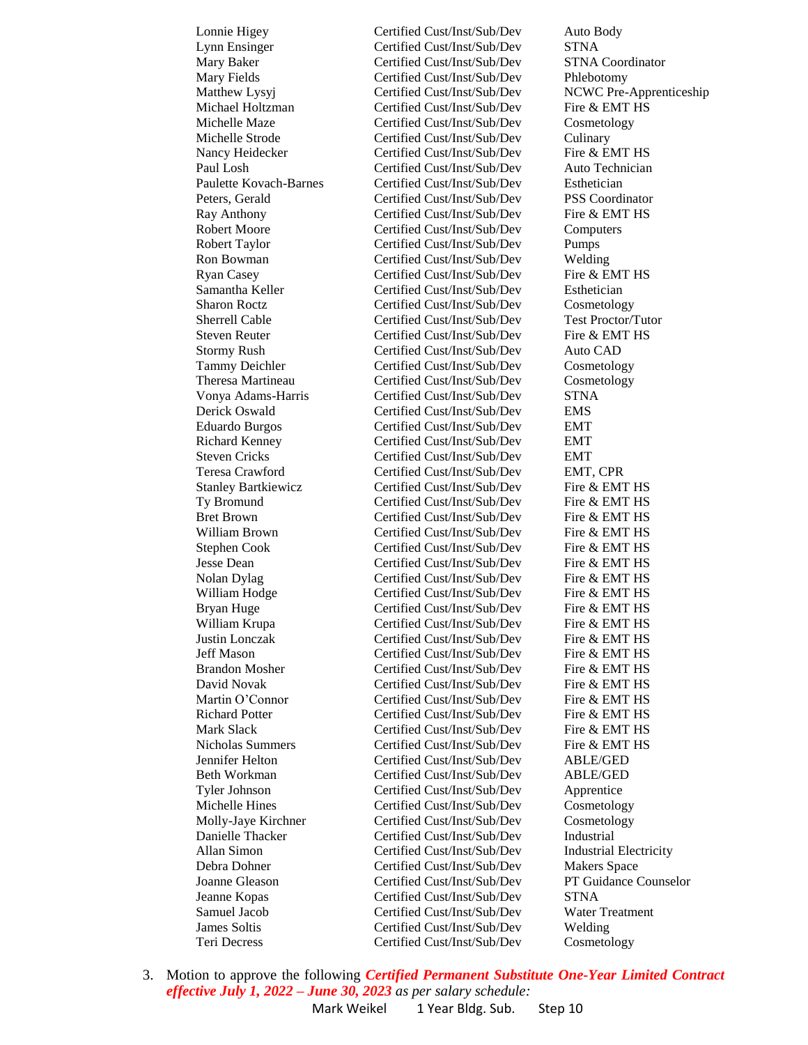| | | |
|---|---|---|
| Lonnie Higey | Certified Cust/Inst/Sub/Dev | Auto Body |
| Lynn Ensinger | Certified Cust/Inst/Sub/Dev | STNA |
| Mary Baker | Certified Cust/Inst/Sub/Dev | STNA Coordinator |
| Mary Fields | Certified Cust/Inst/Sub/Dev | Phlebotomy |
| Matthew Lysyj | Certified Cust/Inst/Sub/Dev | NCWC Pre-Apprenticeship |
| Michael Holtzman | Certified Cust/Inst/Sub/Dev | Fire & EMT HS |
| Michelle Maze | Certified Cust/Inst/Sub/Dev | Cosmetology |
| Michelle Strode | Certified Cust/Inst/Sub/Dev | Culinary |
| Nancy Heidecker | Certified Cust/Inst/Sub/Dev | Fire & EMT HS |
| Paul Losh | Certified Cust/Inst/Sub/Dev | Auto Technician |
| Paulette Kovach-Barnes | Certified Cust/Inst/Sub/Dev | Esthetician |
| Peters, Gerald | Certified Cust/Inst/Sub/Dev | PSS Coordinator |
| Ray Anthony | Certified Cust/Inst/Sub/Dev | Fire & EMT HS |
| Robert Moore | Certified Cust/Inst/Sub/Dev | Computers |
| Robert Taylor | Certified Cust/Inst/Sub/Dev | Pumps |
| Ron Bowman | Certified Cust/Inst/Sub/Dev | Welding |
| Ryan Casey | Certified Cust/Inst/Sub/Dev | Fire & EMT HS |
| Samantha Keller | Certified Cust/Inst/Sub/Dev | Esthetician |
| Sharon Roctz | Certified Cust/Inst/Sub/Dev | Cosmetology |
| Sherrell Cable | Certified Cust/Inst/Sub/Dev | Test Proctor/Tutor |
| Steven Reuter | Certified Cust/Inst/Sub/Dev | Fire & EMT HS |
| Stormy Rush | Certified Cust/Inst/Sub/Dev | Auto CAD |
| Tammy Deichler | Certified Cust/Inst/Sub/Dev | Cosmetology |
| Theresa Martineau | Certified Cust/Inst/Sub/Dev | Cosmetology |
| Vonya Adams-Harris | Certified Cust/Inst/Sub/Dev | STNA |
| Derick Oswald | Certified Cust/Inst/Sub/Dev | EMS |
| Eduardo Burgos | Certified Cust/Inst/Sub/Dev | EMT |
| Richard Kenney | Certified Cust/Inst/Sub/Dev | EMT |
| Steven Cricks | Certified Cust/Inst/Sub/Dev | EMT |
| Teresa Crawford | Certified Cust/Inst/Sub/Dev | EMT, CPR |
| Stanley Bartkiewicz | Certified Cust/Inst/Sub/Dev | Fire & EMT HS |
| Ty Bromund | Certified Cust/Inst/Sub/Dev | Fire & EMT HS |
| Bret Brown | Certified Cust/Inst/Sub/Dev | Fire & EMT HS |
| William Brown | Certified Cust/Inst/Sub/Dev | Fire & EMT HS |
| Stephen Cook | Certified Cust/Inst/Sub/Dev | Fire & EMT HS |
| Jesse Dean | Certified Cust/Inst/Sub/Dev | Fire & EMT HS |
| Nolan Dylag | Certified Cust/Inst/Sub/Dev | Fire & EMT HS |
| William Hodge | Certified Cust/Inst/Sub/Dev | Fire & EMT HS |
| Bryan Huge | Certified Cust/Inst/Sub/Dev | Fire & EMT HS |
| William Krupa | Certified Cust/Inst/Sub/Dev | Fire & EMT HS |
| Justin Lonczak | Certified Cust/Inst/Sub/Dev | Fire & EMT HS |
| Jeff Mason | Certified Cust/Inst/Sub/Dev | Fire & EMT HS |
| Brandon Mosher | Certified Cust/Inst/Sub/Dev | Fire & EMT HS |
| David Novak | Certified Cust/Inst/Sub/Dev | Fire & EMT HS |
| Martin O'Connor | Certified Cust/Inst/Sub/Dev | Fire & EMT HS |
| Richard Potter | Certified Cust/Inst/Sub/Dev | Fire & EMT HS |
| Mark Slack | Certified Cust/Inst/Sub/Dev | Fire & EMT HS |
| Nicholas Summers | Certified Cust/Inst/Sub/Dev | Fire & EMT HS |
| Jennifer Helton | Certified Cust/Inst/Sub/Dev | ABLE/GED |
| Beth Workman | Certified Cust/Inst/Sub/Dev | ABLE/GED |
| Tyler Johnson | Certified Cust/Inst/Sub/Dev | Apprentice |
| Michelle Hines | Certified Cust/Inst/Sub/Dev | Cosmetology |
| Molly-Jaye Kirchner | Certified Cust/Inst/Sub/Dev | Cosmetology |
| Danielle Thacker | Certified Cust/Inst/Sub/Dev | Industrial |
| Allan Simon | Certified Cust/Inst/Sub/Dev | Industrial Electricity |
| Debra Dohner | Certified Cust/Inst/Sub/Dev | Makers Space |
| Joanne Gleason | Certified Cust/Inst/Sub/Dev | PT Guidance Counselor |
| Jeanne Kopas | Certified Cust/Inst/Sub/Dev | STNA |
| Samuel Jacob | Certified Cust/Inst/Sub/Dev | Water Treatment |
| James Soltis | Certified Cust/Inst/Sub/Dev | Welding |
| Teri Decress | Certified Cust/Inst/Sub/Dev | Cosmetology |

3. Motion to approve the following ***Certified Permanent Substitute One-Year Limited Contract effective July 1, 2022 – June 30, 2023*** *as per salary schedule:*

| | | |
|---|---|---|
| Mark Weikel | 1 Year Bldg. Sub. | Step 10 |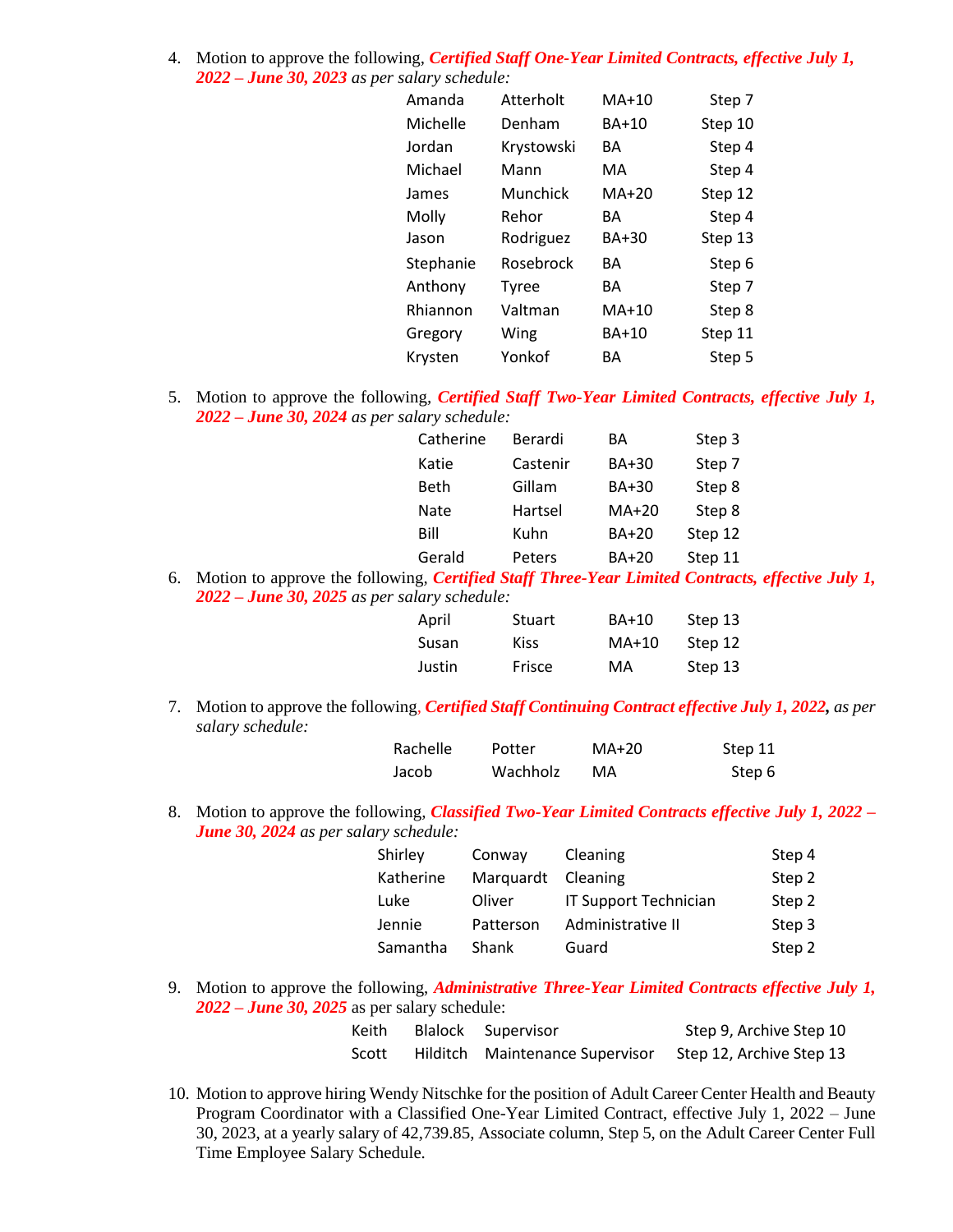4. Motion to approve the following, ***Certified Staff One-Year Limited Contracts, effective July 1, 2022 – June 30, 2023*** *as per salary schedule:*

| | | | |
|---|---|---|---|
| Amanda | Atterholt | MA+10 | Step 7 |
| Michelle | Denham | BA+10 | Step 10 |
| Jordan | Krystowski | BA | Step 4 |
| Michael | Mann | MA | Step 4 |
| James | Munchick | MA+20 | Step 12 |
| Molly | Rehor | BA | Step 4 |
| Jason | Rodriguez | BA+30 | Step 13 |
| Stephanie | Rosebrock | BA | Step 6 |
| Anthony | Tyree | BA | Step 7 |
| Rhiannon | Valtman | MA+10 | Step 8 |
| Gregory | Wing | BA+10 | Step 11 |
| Krysten | Yonkof | BA | Step 5 |

5. Motion to approve the following, ***Certified Staff Two-Year Limited Contracts, effective July 1, 2022 – June 30, 2024*** *as per salary schedule:*

| | | | |
|---|---|---|---|
| Catherine | Berardi | BA | Step 3 |
| Katie | Castenir | BA+30 | Step 7 |
| Beth | Gillam | BA+30 | Step 8 |
| Nate | Hartsel | MA+20 | Step 8 |
| Bill | Kuhn | BA+20 | Step 12 |
| Gerald | Peters | BA+20 | Step 11 |

6. Motion to approve the following, ***Certified Staff Three-Year Limited Contracts, effective July 1, 2022 – June 30, 2025*** *as per salary schedule:*

| | | | |
|---|---|---|---|
| April | Stuart | BA+10 | Step 13 |
| Susan | Kiss | MA+10 | Step 12 |
| Justin | Frisce | MA | Step 13 |

7. Motion to approve the following, ***Certified Staff Continuing Contract effective July 1, 2022,*** *as per salary schedule:*

| | | | |
|---|---|---|---|
| Rachelle | Potter | MA+20 | Step 11 |
| Jacob | Wachholz | MA | Step 6 |

8. Motion to approve the following, ***Classified Two-Year Limited Contracts effective July 1, 2022 – June 30, 2024*** *as per salary schedule:*

| | | | |
|---|---|---|---|
| Shirley | Conway | Cleaning | Step 4 |
| Katherine | Marquardt | Cleaning | Step 2 |
| Luke | Oliver | IT Support Technician | Step 2 |
| Jennie | Patterson | Administrative II | Step 3 |
| Samantha | Shank | Guard | Step 2 |

9. Motion to approve the following, ***Administrative Three-Year Limited Contracts effective July 1, 2022 – June 30, 2025*** as per salary schedule:

| | | | |
|---|---|---|---|
| Keith | Blalock | Supervisor | Step 9, Archive Step 10 |
| Scott | Hilditch | Maintenance Supervisor | Step 12, Archive Step 13 |

10. Motion to approve hiring Wendy Nitschke for the position of Adult Career Center Health and Beauty Program Coordinator with a Classified One-Year Limited Contract, effective July 1, 2022 – June 30, 2023, at a yearly salary of 42,739.85, Associate column, Step 5, on the Adult Career Center Full Time Employee Salary Schedule.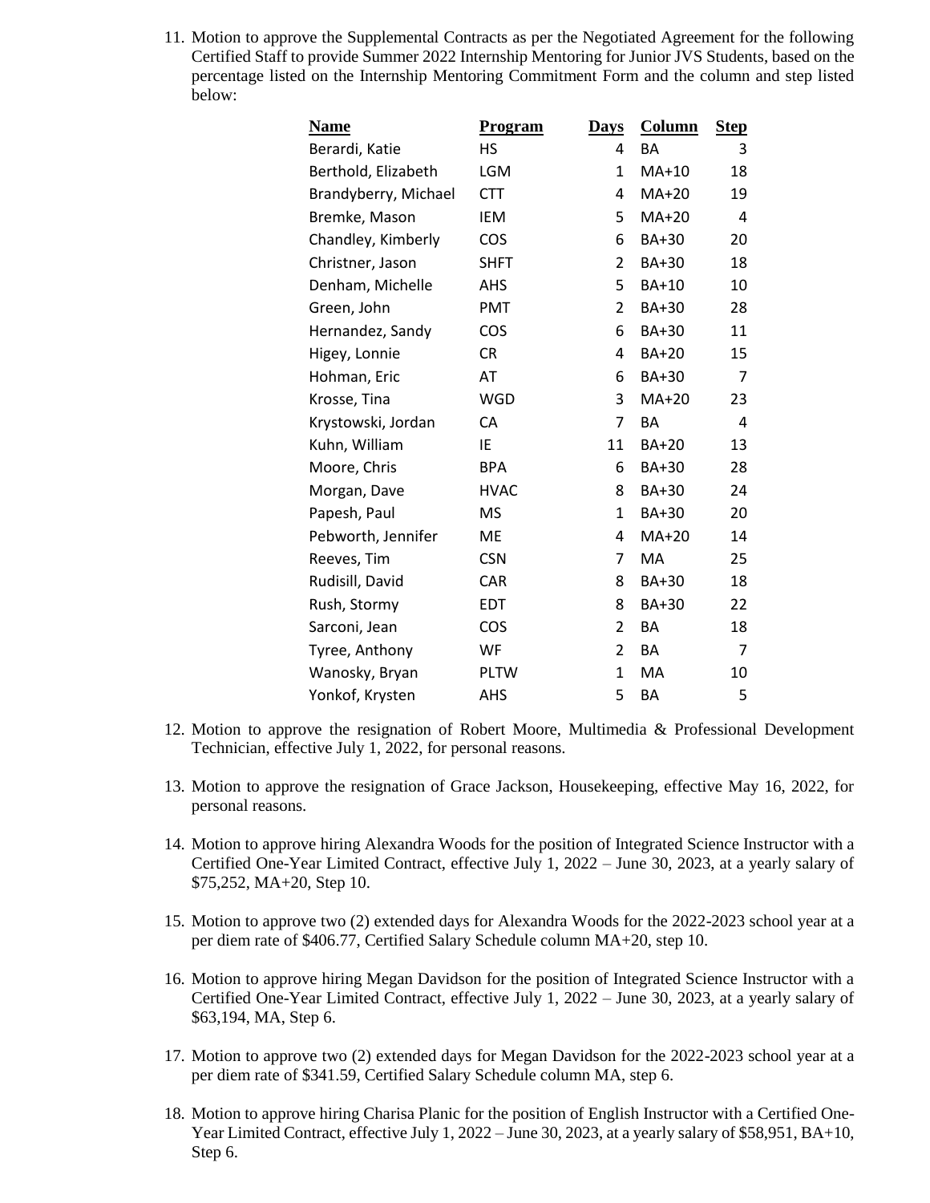11. Motion to approve the Supplemental Contracts as per the Negotiated Agreement for the following Certified Staff to provide Summer 2022 Internship Mentoring for Junior JVS Students, based on the percentage listed on the Internship Mentoring Commitment Form and the column and step listed below:

| Name | Program | Days | Column | Step |
|---|---|---|---|---|
| Berardi, Katie | HS | 4 | BA | 3 |
| Berthold, Elizabeth | LGM | 1 | MA+10 | 18 |
| Brandyberry, Michael | CTT | 4 | MA+20 | 19 |
| Bremke, Mason | IEM | 5 | MA+20 | 4 |
| Chandley, Kimberly | COS | 6 | BA+30 | 20 |
| Christner, Jason | SHFT | 2 | BA+30 | 18 |
| Denham, Michelle | AHS | 5 | BA+10 | 10 |
| Green, John | PMT | 2 | BA+30 | 28 |
| Hernandez, Sandy | COS | 6 | BA+30 | 11 |
| Higey, Lonnie | CR | 4 | BA+20 | 15 |
| Hohman, Eric | AT | 6 | BA+30 | 7 |
| Krosse, Tina | WGD | 3 | MA+20 | 23 |
| Krystowski, Jordan | CA | 7 | BA | 4 |
| Kuhn, William | IE | 11 | BA+20 | 13 |
| Moore, Chris | BPA | 6 | BA+30 | 28 |
| Morgan, Dave | HVAC | 8 | BA+30 | 24 |
| Papesh, Paul | MS | 1 | BA+30 | 20 |
| Pebworth, Jennifer | ME | 4 | MA+20 | 14 |
| Reeves, Tim | CSN | 7 | MA | 25 |
| Rudisill, David | CAR | 8 | BA+30 | 18 |
| Rush, Stormy | EDT | 8 | BA+30 | 22 |
| Sarconi, Jean | COS | 2 | BA | 18 |
| Tyree, Anthony | WF | 2 | BA | 7 |
| Wanosky, Bryan | PLTW | 1 | MA | 10 |
| Yonkof, Krysten | AHS | 5 | BA | 5 |

12. Motion to approve the resignation of Robert Moore, Multimedia & Professional Development Technician, effective July 1, 2022, for personal reasons.

13. Motion to approve the resignation of Grace Jackson, Housekeeping, effective May 16, 2022, for personal reasons.

14. Motion to approve hiring Alexandra Woods for the position of Integrated Science Instructor with a Certified One-Year Limited Contract, effective July 1, 2022 – June 30, 2023, at a yearly salary of $75,252, MA+20, Step 10.

15. Motion to approve two (2) extended days for Alexandra Woods for the 2022-2023 school year at a per diem rate of $406.77, Certified Salary Schedule column MA+20, step 10.

16. Motion to approve hiring Megan Davidson for the position of Integrated Science Instructor with a Certified One-Year Limited Contract, effective July 1, 2022 – June 30, 2023, at a yearly salary of $63,194, MA, Step 6.

17. Motion to approve two (2) extended days for Megan Davidson for the 2022-2023 school year at a per diem rate of $341.59, Certified Salary Schedule column MA, step 6.

18. Motion to approve hiring Charisa Planic for the position of English Instructor with a Certified One-Year Limited Contract, effective July 1, 2022 – June 30, 2023, at a yearly salary of $58,951, BA+10, Step 6.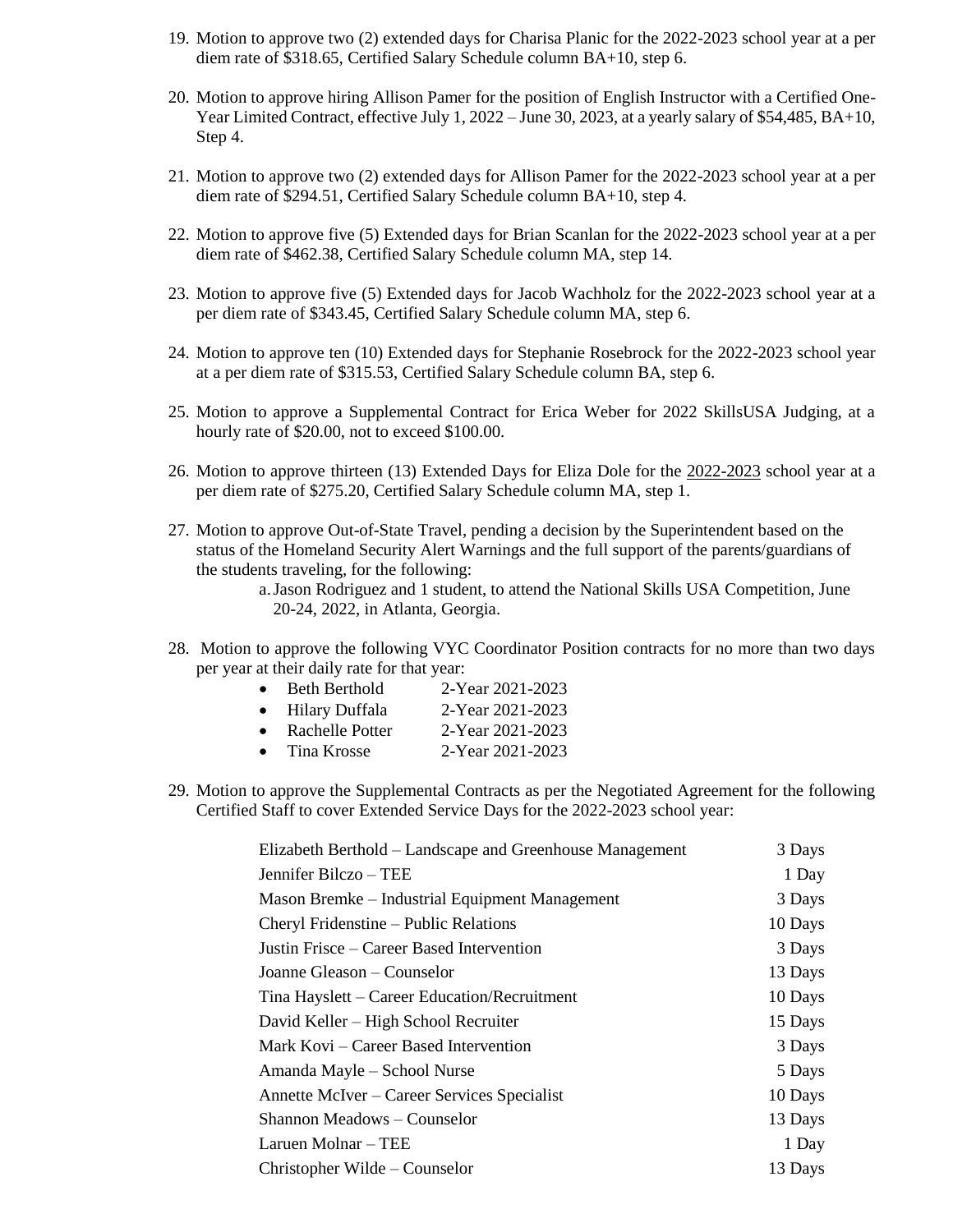19. Motion to approve two (2) extended days for Charisa Planic for the 2022-2023 school year at a per diem rate of $318.65, Certified Salary Schedule column BA+10, step 6.

20. Motion to approve hiring Allison Pamer for the position of English Instructor with a Certified One-Year Limited Contract, effective July 1, 2022 – June 30, 2023, at a yearly salary of $54,485, BA+10, Step 4.

21. Motion to approve two (2) extended days for Allison Pamer for the 2022-2023 school year at a per diem rate of $294.51, Certified Salary Schedule column BA+10, step 4.

22. Motion to approve five (5) Extended days for Brian Scanlan for the 2022-2023 school year at a per diem rate of $462.38, Certified Salary Schedule column MA, step 14.

23. Motion to approve five (5) Extended days for Jacob Wachholz for the 2022-2023 school year at a per diem rate of $343.45, Certified Salary Schedule column MA, step 6.

24. Motion to approve ten (10) Extended days for Stephanie Rosebrock for the 2022-2023 school year at a per diem rate of $315.53, Certified Salary Schedule column BA, step 6.

25. Motion to approve a Supplemental Contract for Erica Weber for 2022 SkillsUSA Judging, at a hourly rate of $20.00, not to exceed $100.00.

26. Motion to approve thirteen (13) Extended Days for Eliza Dole for the 2022-2023 school year at a per diem rate of $275.20, Certified Salary Schedule column MA, step 1.

27. Motion to approve Out-of-State Travel, pending a decision by the Superintendent based on the status of the Homeland Security Alert Warnings and the full support of the parents/guardians of the students traveling, for the following:
    a. Jason Rodriguez and 1 student, to attend the National Skills USA Competition, June 20-24, 2022, in Atlanta, Georgia.

28. Motion to approve the following VYC Coordinator Position contracts for no more than two days per year at their daily rate for that year:
    - Beth Berthold 2-Year 2021-2023
    - Hilary Duffala 2-Year 2021-2023
    - Rachelle Potter 2-Year 2021-2023
    - Tina Krosse 2-Year 2021-2023

29. Motion to approve the Supplemental Contracts as per the Negotiated Agreement for the following Certified Staff to cover Extended Service Days for the 2022-2023 school year:

| | |
|---|---|
| Elizabeth Berthold – Landscape and Greenhouse Management | 3 Days |
| Jennifer Bilczo – TEE | 1 Day |
| Mason Bremke – Industrial Equipment Management | 3 Days |
| Cheryl Fridenstine – Public Relations | 10 Days |
| Justin Frisce – Career Based Intervention | 3 Days |
| Joanne Gleason – Counselor | 13 Days |
| Tina Hayslett – Career Education/Recruitment | 10 Days |
| David Keller – High School Recruiter | 15 Days |
| Mark Kovi – Career Based Intervention | 3 Days |
| Amanda Mayle – School Nurse | 5 Days |
| Annette McIver – Career Services Specialist | 10 Days |
| Shannon Meadows – Counselor | 13 Days |
| Laruen Molnar – TEE | 1 Day |
| Christopher Wilde – Counselor | 13 Days |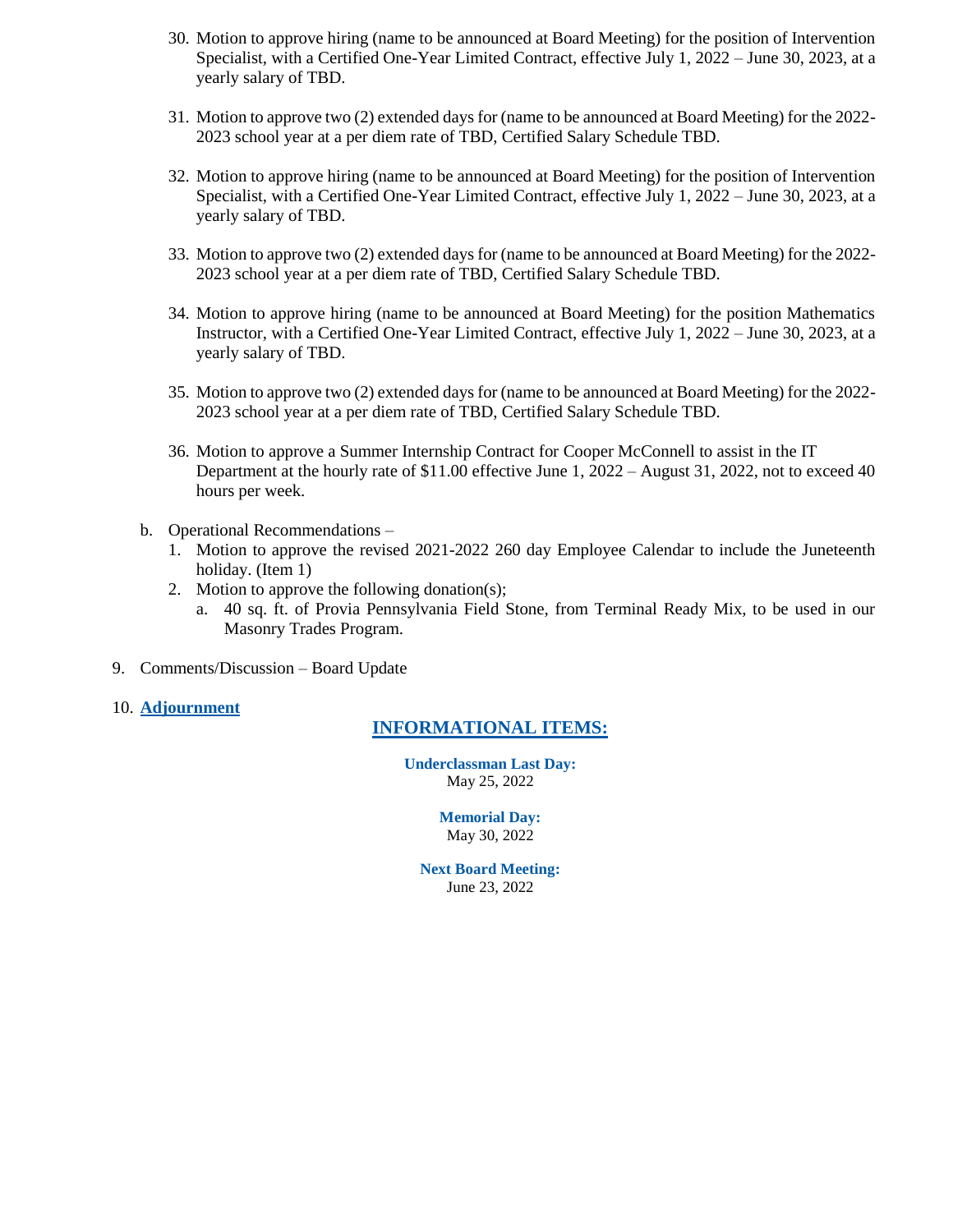30. Motion to approve hiring (name to be announced at Board Meeting) for the position of Intervention Specialist, with a Certified One-Year Limited Contract, effective July 1, 2022 – June 30, 2023, at a yearly salary of TBD.

31. Motion to approve two (2) extended days for (name to be announced at Board Meeting) for the 2022-2023 school year at a per diem rate of TBD, Certified Salary Schedule TBD.

32. Motion to approve hiring (name to be announced at Board Meeting) for the position of Intervention Specialist, with a Certified One-Year Limited Contract, effective July 1, 2022 – June 30, 2023, at a yearly salary of TBD.

33. Motion to approve two (2) extended days for (name to be announced at Board Meeting) for the 2022-2023 school year at a per diem rate of TBD, Certified Salary Schedule TBD.

34. Motion to approve hiring (name to be announced at Board Meeting) for the position Mathematics Instructor, with a Certified One-Year Limited Contract, effective July 1, 2022 – June 30, 2023, at a yearly salary of TBD.

35. Motion to approve two (2) extended days for (name to be announced at Board Meeting) for the 2022-2023 school year at a per diem rate of TBD, Certified Salary Schedule TBD.

36. Motion to approve a Summer Internship Contract for Cooper McConnell to assist in the IT Department at the hourly rate of $11.00 effective June 1, 2022 – August 31, 2022, not to exceed 40 hours per week.

b. Operational Recommendations –
   1. Motion to approve the revised 2021-2022 260 day Employee Calendar to include the Juneteenth holiday. (Item 1)
   2. Motion to approve the following donation(s);
      a. 40 sq. ft. of Provia Pennsylvania Field Stone, from Terminal Ready Mix, to be used in our Masonry Trades Program.

9. Comments/Discussion – Board Update

10. **Adjournment**

## INFORMATIONAL ITEMS:

**Underclassman Last Day:**
May 25, 2022

**Memorial Day:**
May 30, 2022

**Next Board Meeting:**
June 23, 2022